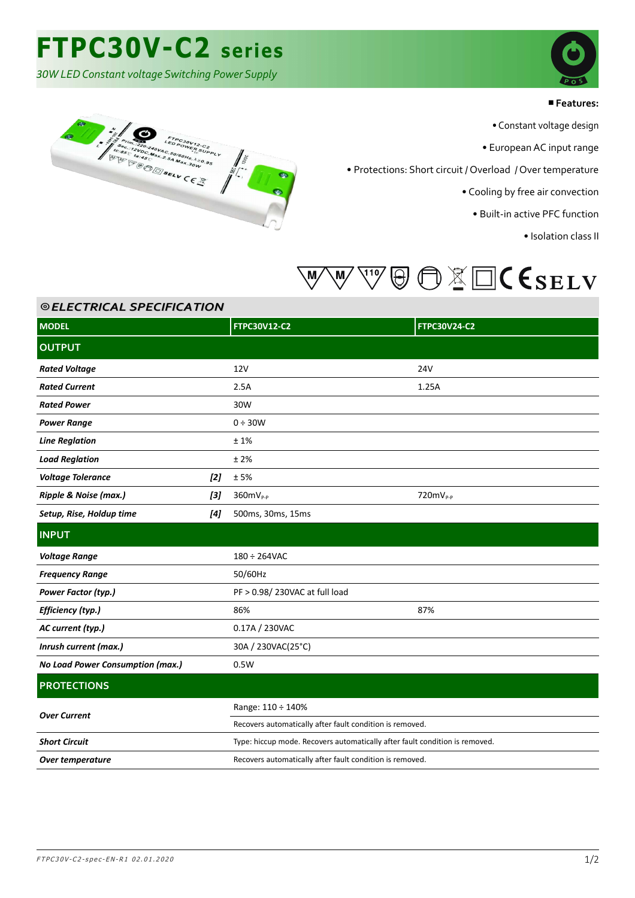# FTPC30V-C2 series

*30W LED Constant voltage Switching Power Supply*

**Features:**

- Constant voltage design
- European AC input range
- Protections: Short circuit / Overload / Over temperature
- Cooling by free air convection
- Built-in active PFC function
- Isolation class II

## ELECTRICAL SPECIFICATION

| MODEL | | FTPC30V12-C2 | FTPC30V24-C2 |
|---|---|---|---|
| **OUTPUT** | | | |
| ***Rated Voltage*** | | 12V | 24V |
| ***Rated Current*** | | 2.5A | 1.25A |
| ***Rated Power*** | | 30W | |
| ***Power Range*** | | 0 ÷ 30W | |
| ***Line Reglation*** | | ± 1% | |
| ***Load Reglation*** | | ± 2% | |
| ***Voltage Tolerance*** | [2] | ± 5% | |
| ***Ripple & Noise (max.)*** | [3] | $360mV_{P-P}$ | $720mV_{P-P}$ |
| ***Setup, Rise, Holdup time*** | [4] | 500ms, 30ms, 15ms | |
| **INPUT** | | | |
| ***Voltage Range*** | | 180 ÷ 264VAC | |
| ***Frequency Range*** | | 50/60Hz | |
| ***Power Factor (typ.)*** | | PF > 0.98/ 230VAC at full load | |
| ***Efficiency (typ.)*** | | 86% | 87% |
| ***AC current (typ.)*** | | 0.17A / 230VAC | |
| ***Inrush current (max.)*** | | 30A / 230VAC(25°C) | |
| ***No Load Power Consumption (max.)*** | | 0.5W | |
| **PROTECTIONS** | | | |
| ***Over Current*** | | Range: 110 ÷ 140% | |
| | | Recovers automatically after fault condition is removed. | |
| ***Short Circuit*** | | Type: hiccup mode. Recovers automatically after fault condition is removed. | |
| ***Over temperature*** | | Recovers automatically after fault condition is removed. | |

*FTPC30V-C2-spec-EN-R1 02.01.2020*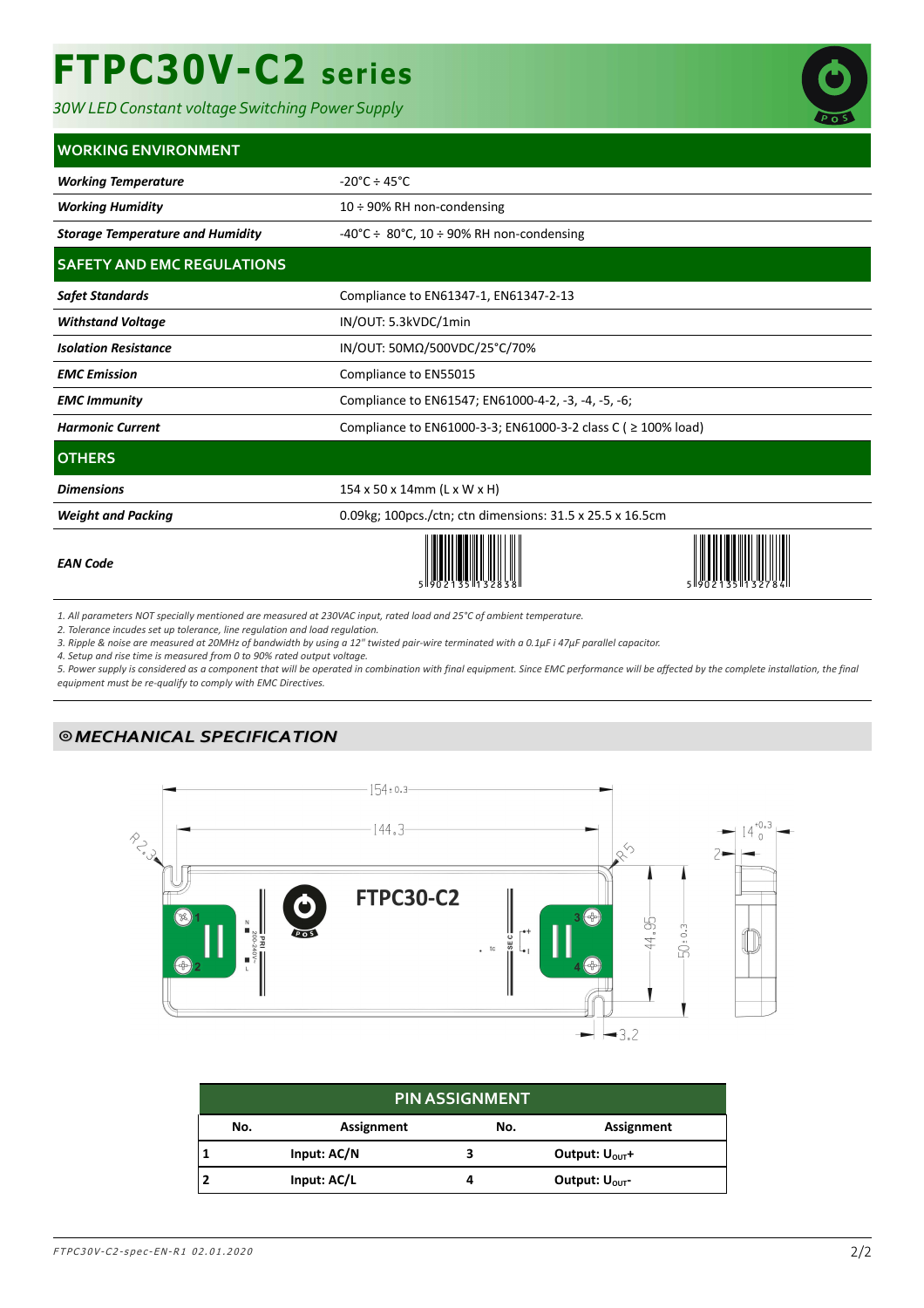# FTPC30V-C2 series

*30W LED Constant voltage Switching Power Supply*

| WORKING ENVIRONMENT | |
|---|---|
| ***Working Temperature*** | -20°C ÷ 45°C |
| ***Working Humidity*** | 10 ÷ 90% RH non-condensing |
| ***Storage Temperature and Humidity*** | -40°C ÷ 80°C, 10 ÷ 90% RH non-condensing |
| **SAFETY AND EMC REGULATIONS** | |
| ***Safet Standards*** | Compliance to EN61347-1, EN61347-2-13 |
| ***Withstand Voltage*** | IN/OUT: 5.3kVDC/1min |
| ***Isolation Resistance*** | IN/OUT: 50MΩ/500VDC/25°C/70% |
| ***EMC Emission*** | Compliance to EN55015 |
| ***EMC Immunity*** | Compliance to EN61547; EN61000-4-2, -3, -4, -5, -6; |
| ***Harmonic Current*** | Compliance to EN61000-3-3; EN61000-3-2 class C ( ≥ 100% load) |
| **OTHERS** | |
| ***Dimensions*** | 154 x 50 x 14mm (L x W x H) |
| ***Weight and Packing*** | 0.09kg; 100pcs./ctn; ctn dimensions: 31.5 x 25.5 x 16.5cm |
| ***EAN Code*** | 5902135132838 5902135132784 |

*1. All parameters NOT specially mentioned are measured at 230VAC input, rated load and 25°C of ambient temperature.*
*2. Tolerance incudes set up tolerance, line regulation and load regulation.*
*3. Ripple & noise are measured at 20MHz of bandwidth by using a 12" twisted pair-wire terminated with a 0.1µF i 47µF parallel capacitor.*
*4. Setup and rise time is measured from 0 to 90% rated output voltage.*
*5. Power supply is considered as a component that will be operated in combination with final equipment. Since EMC performance will be affected by the complete installation, the final equipment must be re-qualify to comply with EMC Directives.*

## MECHANICAL SPECIFICATION

154±0.3
144.3
R2.3
R5
FTPC30-C2
44.95
50±0.3
3.2
14 +0.3 0
2

| PIN ASSIGNMENT | | | |
|---|---|---|---|
| **No.** | **Assignment** | **No.** | **Assignment** |
| **1** | **Input: AC/N** | **3** | **Output: $U_{OUT}$+** |
| **2** | **Input: AC/L** | **4** | **Output: $U_{OUT}$-** |